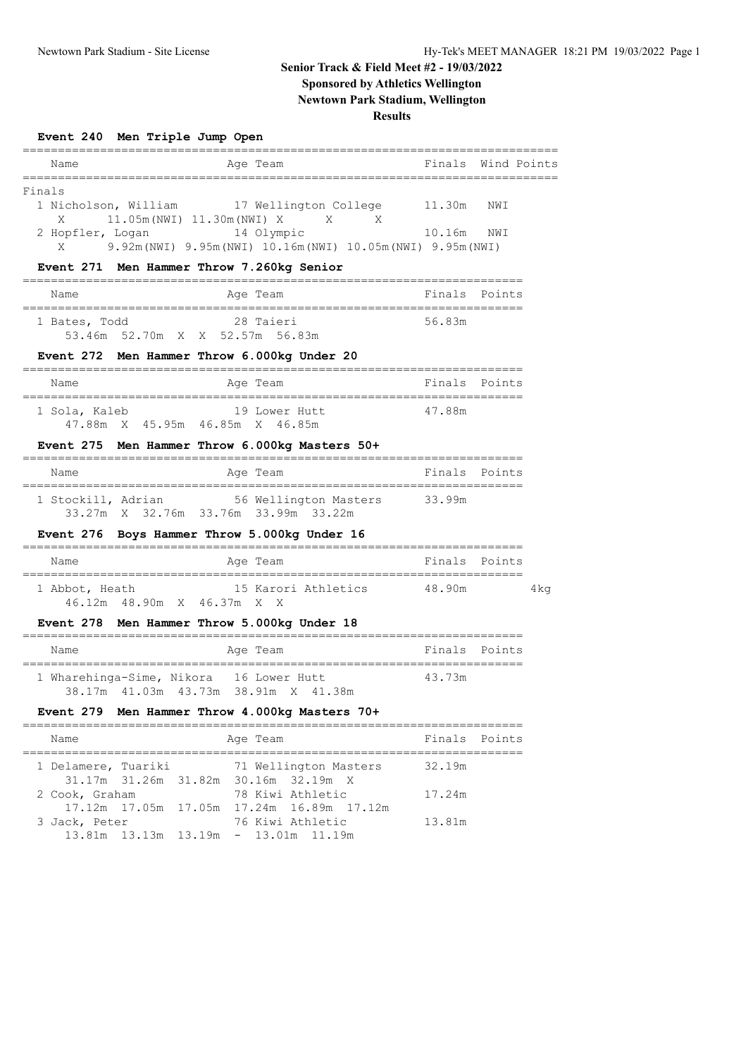# Senior Track & Field Meet #2 - 19/03/2022

**Sponsored by Athletics Wellington**

**Newtown Park Stadium, Wellington**

**Results**

### Event 240 Men Triple Jump Open

| Name | Age | Team | Finals | Wind | Points |
|---|---|---|---|---|---|
| **Finals** | | | | | |
| 1 Nicholson, William | 17 | Wellington College | 11.30m | NWI | |
| X 11.05m(NWI) 11.30m(NWI) X X X | | | | | |
| 2 Hopfler, Logan | 14 | Olympic | 10.16m | NWI | |
| X 9.92m(NWI) 9.95m(NWI) 10.16m(NWI) 10.05m(NWI) 9.95m(NWI) | | | | | |

### Event 271 Men Hammer Throw 7.260kg Senior

| Name | Age | Team | Finals | Points |
|---|---|---|---|---|
| 1 Bates, Todd | 28 | Taieri | 56.83m | |
| 53.46m 52.70m X X 52.57m 56.83m | | | | |

### Event 272 Men Hammer Throw 6.000kg Under 20

| Name | Age | Team | Finals | Points |
|---|---|---|---|---|
| 1 Sola, Kaleb | 19 | Lower Hutt | 47.88m | |
| 47.88m X 45.95m 46.85m X 46.85m | | | | |

### Event 275 Men Hammer Throw 6.000kg Masters 50+

| Name | Age | Team | Finals | Points |
|---|---|---|---|---|
| 1 Stockill, Adrian | 56 | Wellington Masters | 33.99m | |
| 33.27m X 32.76m 33.76m 33.99m 33.22m | | | | |

### Event 276 Boys Hammer Throw 5.000kg Under 16

| Name | Age | Team | Finals | Points | |
|---|---|---|---|---|---|
| 1 Abbot, Heath | 15 | Karori Athletics | 48.90m | | 4kg |
| 46.12m 48.90m X 46.37m X X | | | | | |

### Event 278 Men Hammer Throw 5.000kg Under 18

| Name | Age | Team | Finals | Points |
|---|---|---|---|---|
| 1 Wharehinga-Sime, Nikora | 16 | Lower Hutt | 43.73m | |
| 38.17m 41.03m 43.73m 38.91m X 41.38m | | | | |

### Event 279 Men Hammer Throw 4.000kg Masters 70+

| Name | Age | Team | Finals | Points |
|---|---|---|---|---|
| 1 Delamere, Tuariki | 71 | Wellington Masters | 32.19m | |
| 31.17m 31.26m 31.82m 30.16m 32.19m X | | | | |
| 2 Cook, Graham | 78 | Kiwi Athletic | 17.24m | |
| 17.12m 17.05m 17.05m 17.24m 16.89m 17.12m | | | | |
| 3 Jack, Peter | 76 | Kiwi Athletic | 13.81m | |
| 13.81m 13.13m 13.19m - 13.01m 11.19m | | | | |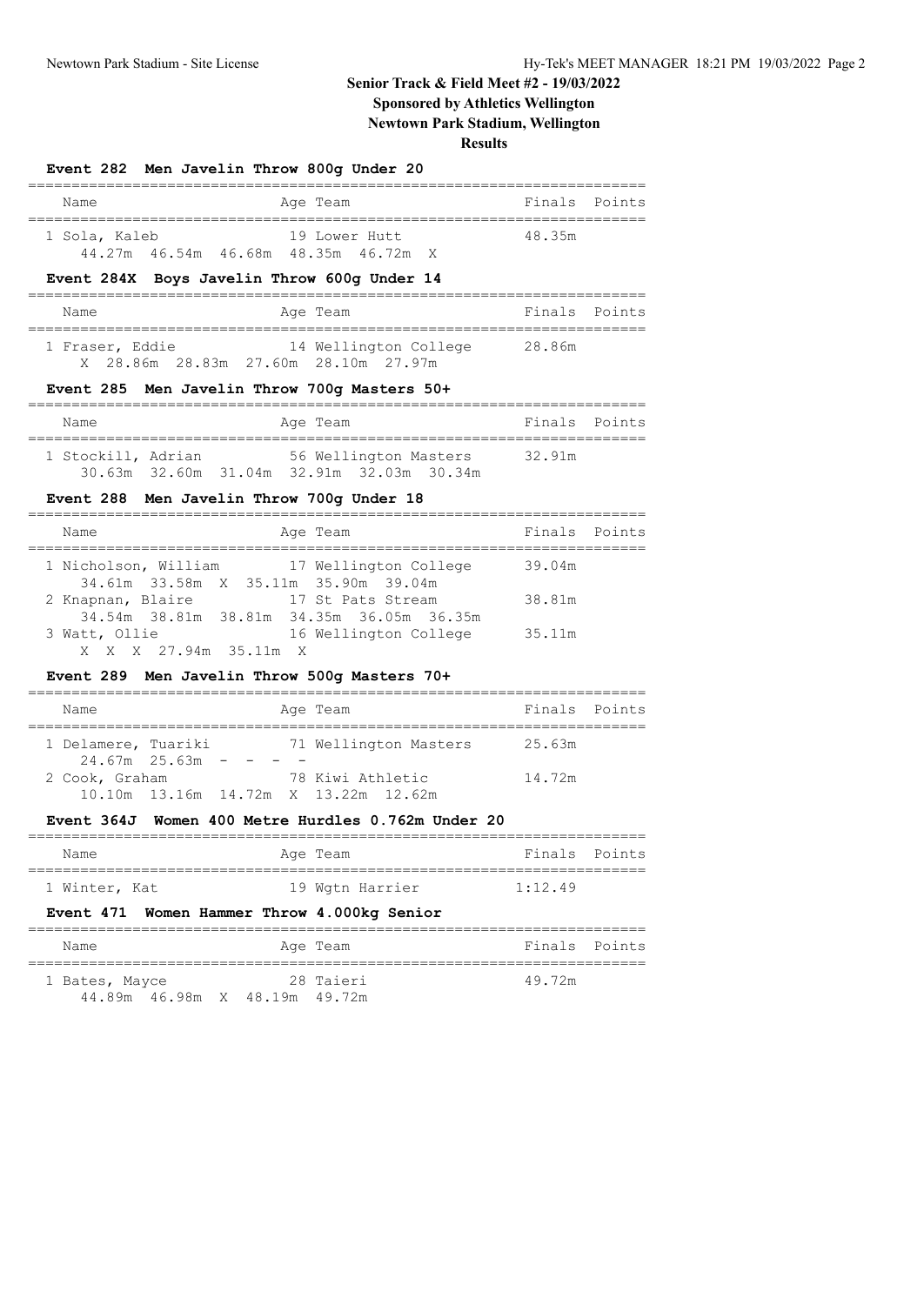# Senior Track & Field Meet #2 - 19/03/2022

**Sponsored by Athletics Wellington**

**Newtown Park Stadium, Wellington**

**Results**

### Event 282 Men Javelin Throw 800g Under 20

| Name | Age | Team | Finals | Points |
|---|---|---|---|---|
| 1 Sola, Kaleb | 19 | Lower Hutt | 48.35m | |
| 44.27m 46.54m 46.68m 48.35m 46.72m X | | | | |

### Event 284X Boys Javelin Throw 600g Under 14

| Name | Age | Team | Finals | Points |
|---|---|---|---|---|
| 1 Fraser, Eddie | 14 | Wellington College | 28.86m | |
| X 28.86m 28.83m 27.60m 28.10m 27.97m | | | | |

### Event 285 Men Javelin Throw 700g Masters 50+

| Name | Age | Team | Finals | Points |
|---|---|---|---|---|
| 1 Stockill, Adrian | 56 | Wellington Masters | 32.91m | |
| 30.63m 32.60m 31.04m 32.91m 32.03m 30.34m | | | | |

### Event 288 Men Javelin Throw 700g Under 18

| Name | Age | Team | Finals | Points |
|---|---|---|---|---|
| 1 Nicholson, William | 17 | Wellington College | 39.04m | |
| 34.61m 33.58m X 35.11m 35.90m 39.04m | | | | |
| 2 Knapnan, Blaire | 17 | St Pats Stream | 38.81m | |
| 34.54m 38.81m 38.81m 34.35m 36.05m 36.35m | | | | |
| 3 Watt, Ollie | 16 | Wellington College | 35.11m | |
| X X X 27.94m 35.11m X | | | | |

### Event 289 Men Javelin Throw 500g Masters 70+

| Name | Age | Team | Finals | Points |
|---|---|---|---|---|
| 1 Delamere, Tuariki | 71 | Wellington Masters | 25.63m | |
| 24.67m 25.63m - - - - | | | | |
| 2 Cook, Graham | 78 | Kiwi Athletic | 14.72m | |
| 10.10m 13.16m 14.72m X 13.22m 12.62m | | | | |

### Event 364J Women 400 Metre Hurdles 0.762m Under 20

| Name | Age | Team | Finals | Points |
|---|---|---|---|---|
| 1 Winter, Kat | 19 | Wgtn Harrier | 1:12.49 | |

### Event 471 Women Hammer Throw 4.000kg Senior

| Name | Age | Team | Finals | Points |
|---|---|---|---|---|
| 1 Bates, Mayce | 28 | Taieri | 49.72m | |
| 44.89m 46.98m X 48.19m 49.72m | | | | |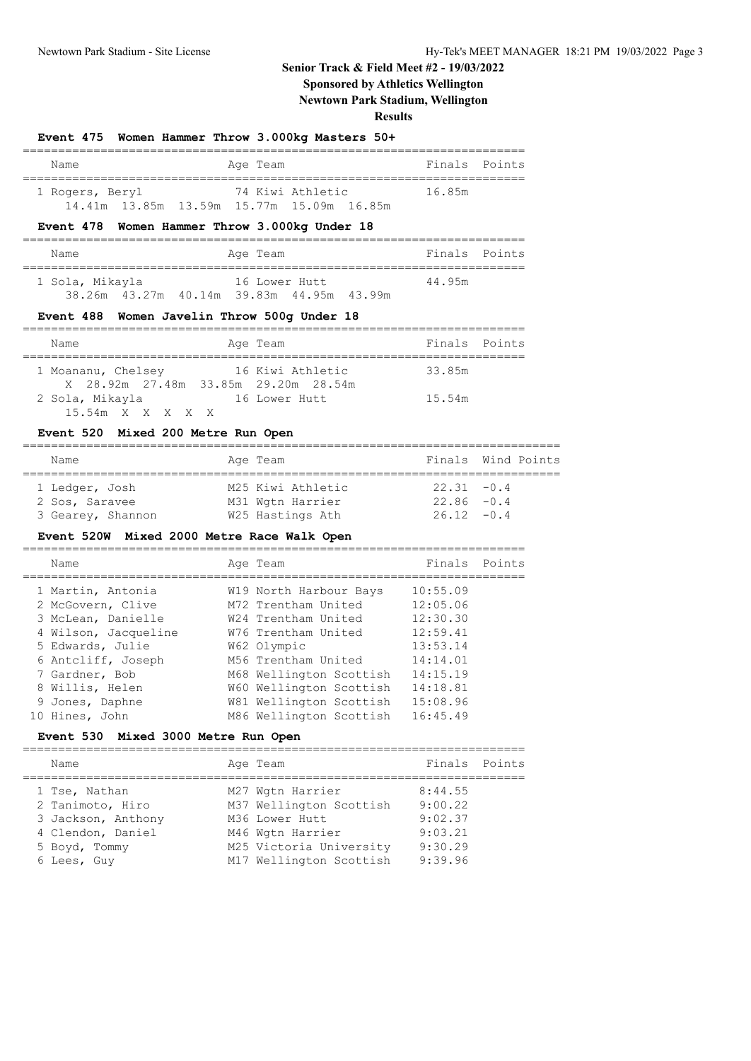# Senior Track & Field Meet #2 - 19/03/2022

**Sponsored by Athletics Wellington**

**Newtown Park Stadium, Wellington**

**Results**

### Event 475 Women Hammer Throw 3.000kg Masters 50+

| | Name | Age | Team | Finals | Points |
|---|---|---|---|---|---|
| 1 | Rogers, Beryl | 74 | Kiwi Athletic | 16.85m | |

14.41m 13.85m 13.59m 15.77m 15.09m 16.85m

### Event 478 Women Hammer Throw 3.000kg Under 18

| | Name | Age | Team | Finals | Points |
|---|---|---|---|---|---|
| 1 | Sola, Mikayla | 16 | Lower Hutt | 44.95m | |

38.26m 43.27m 40.14m 39.83m 44.95m 43.99m

### Event 488 Women Javelin Throw 500g Under 18

| | Name | Age | Team | Finals | Points |
|---|---|---|---|---|---|
| 1 | Moananu, Chelsey | 16 | Kiwi Athletic | 33.85m | |
| | X 28.92m 27.48m 33.85m 29.20m 28.54m | | | | |
| 2 | Sola, Mikayla | 16 | Lower Hutt | 15.54m | |
| | 15.54m X X X X X | | | | |

### Event 520 Mixed 200 Metre Run Open

| | Name | Age | Team | Finals | Wind | Points |
|---|---|---|---|---|---|---|
| 1 | Ledger, Josh | M25 | Kiwi Athletic | 22.31 | -0.4 | |
| 2 | Sos, Saravee | M31 | Wgtn Harrier | 22.86 | -0.4 | |
| 3 | Gearey, Shannon | W25 | Hastings Ath | 26.12 | -0.4 | |

### Event 520W Mixed 2000 Metre Race Walk Open

| | Name | Age | Team | Finals | Points |
|---|---|---|---|---|---|
| 1 | Martin, Antonia | W19 | North Harbour Bays | 10:55.09 | |
| 2 | McGovern, Clive | M72 | Trentham United | 12:05.06 | |
| 3 | McLean, Danielle | W24 | Trentham United | 12:30.30 | |
| 4 | Wilson, Jacqueline | W76 | Trentham United | 12:59.41 | |
| 5 | Edwards, Julie | W62 | Olympic | 13:53.14 | |
| 6 | Antcliff, Joseph | M56 | Trentham United | 14:14.01 | |
| 7 | Gardner, Bob | M68 | Wellington Scottish | 14:15.19 | |
| 8 | Willis, Helen | W60 | Wellington Scottish | 14:18.81 | |
| 9 | Jones, Daphne | W81 | Wellington Scottish | 15:08.96 | |
| 10 | Hines, John | M86 | Wellington Scottish | 16:45.49 | |

### Event 530 Mixed 3000 Metre Run Open

| | Name | Age | Team | Finals | Points |
|---|---|---|---|---|---|
| 1 | Tse, Nathan | M27 | Wgtn Harrier | 8:44.55 | |
| 2 | Tanimoto, Hiro | M37 | Wellington Scottish | 9:00.22 | |
| 3 | Jackson, Anthony | M36 | Lower Hutt | 9:02.37 | |
| 4 | Clendon, Daniel | M46 | Wgtn Harrier | 9:03.21 | |
| 5 | Boyd, Tommy | M25 | Victoria University | 9:30.29 | |
| 6 | Lees, Guy | M17 | Wellington Scottish | 9:39.96 | |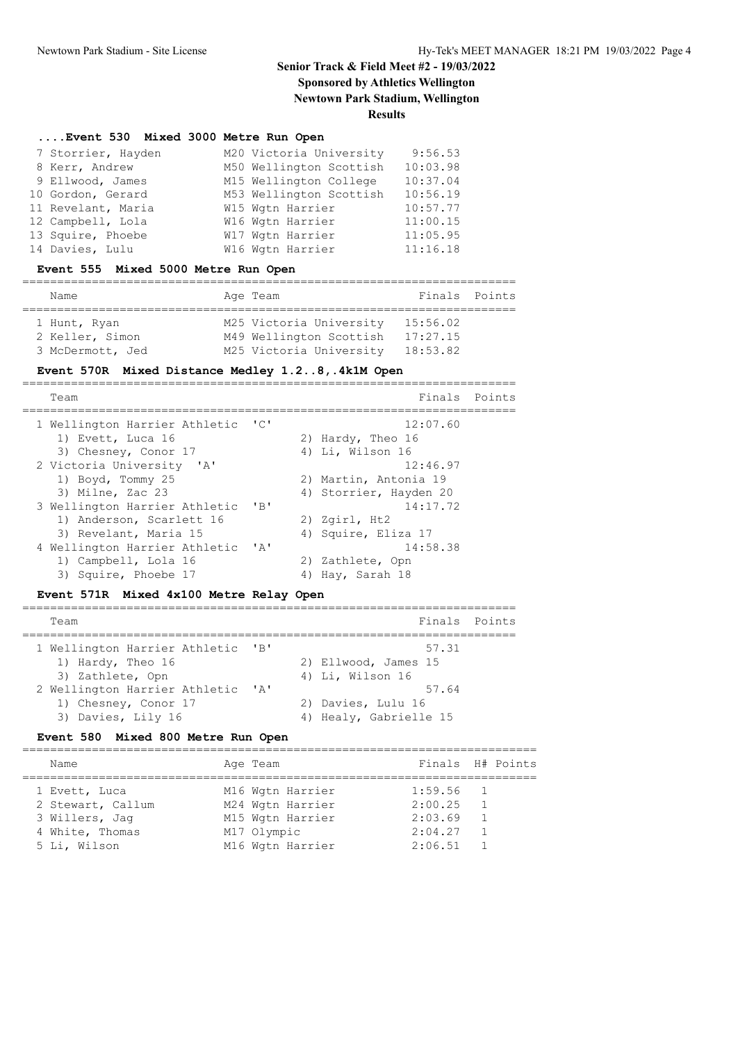# Senior Track & Field Meet #2 - 19/03/2022

**Sponsored by Athletics Wellington**

**Newtown Park Stadium, Wellington**

**Results**

### ....Event 530 Mixed 3000 Metre Run Open

| Place | Name | Age | Team | Finals |
|---|---|---|---|---|
| 7 | Storrier, Hayden | M20 | Victoria University | 9:56.53 |
| 8 | Kerr, Andrew | M50 | Wellington Scottish | 10:03.98 |
| 9 | Ellwood, James | M15 | Wellington College | 10:37.04 |
| 10 | Gordon, Gerard | M53 | Wellington Scottish | 10:56.19 |
| 11 | Revelant, Maria | W15 | Wgtn Harrier | 10:57.77 |
| 12 | Campbell, Lola | W16 | Wgtn Harrier | 11:00.15 |
| 13 | Squire, Phoebe | W17 | Wgtn Harrier | 11:05.95 |
| 14 | Davies, Lulu | W16 | Wgtn Harrier | 11:16.18 |

### Event 555 Mixed 5000 Metre Run Open

| Place | Name | Age | Team | Finals | Points |
|---|---|---|---|---|---|
| 1 | Hunt, Ryan | M25 | Victoria University | 15:56.02 | |
| 2 | Keller, Simon | M49 | Wellington Scottish | 17:27.15 | |
| 3 | McDermott, Jed | M25 | Victoria University | 18:53.82 | |

### Event 570R Mixed Distance Medley 1.2..8,.4k1M Open

| Place | Team | Finals | Points |
|---|---|---|---|
| 1 | Wellington Harrier Athletic 'C' | 12:07.60 | |
| | 1) Evett, Luca 16; 2) Hardy, Theo 16; 3) Chesney, Conor 17; 4) Li, Wilson 16 | | |
| 2 | Victoria University 'A' | 12:46.97 | |
| | 1) Boyd, Tommy 25; 2) Martin, Antonia 19; 3) Milne, Zac 23; 4) Storrier, Hayden 20 | | |
| 3 | Wellington Harrier Athletic 'B' | 14:17.72 | |
| | 1) Anderson, Scarlett 16; 2) Zgirl, Ht2; 3) Revelant, Maria 15; 4) Squire, Eliza 17 | | |
| 4 | Wellington Harrier Athletic 'A' | 14:58.38 | |
| | 1) Campbell, Lola 16; 2) Zathlete, Opn; 3) Squire, Phoebe 17; 4) Hay, Sarah 18 | | |

### Event 571R Mixed 4x100 Metre Relay Open

| Place | Team | Finals | Points |
|---|---|---|---|
| 1 | Wellington Harrier Athletic 'B' | 57.31 | |
| | 1) Hardy, Theo 16; 2) Ellwood, James 15; 3) Zathlete, Opn; 4) Li, Wilson 16 | | |
| 2 | Wellington Harrier Athletic 'A' | 57.64 | |
| | 1) Chesney, Conor 17; 2) Davies, Lulu 16; 3) Davies, Lily 16; 4) Healy, Gabrielle 15 | | |

### Event 580 Mixed 800 Metre Run Open

| Place | Name | Age | Team | Finals | H# | Points |
|---|---|---|---|---|---|---|
| 1 | Evett, Luca | M16 | Wgtn Harrier | 1:59.56 | 1 | |
| 2 | Stewart, Callum | M24 | Wgtn Harrier | 2:00.25 | 1 | |
| 3 | Willers, Jag | M15 | Wgtn Harrier | 2:03.69 | 1 | |
| 4 | White, Thomas | M17 | Olympic | 2:04.27 | 1 | |
| 5 | Li, Wilson | M16 | Wgtn Harrier | 2:06.51 | 1 | |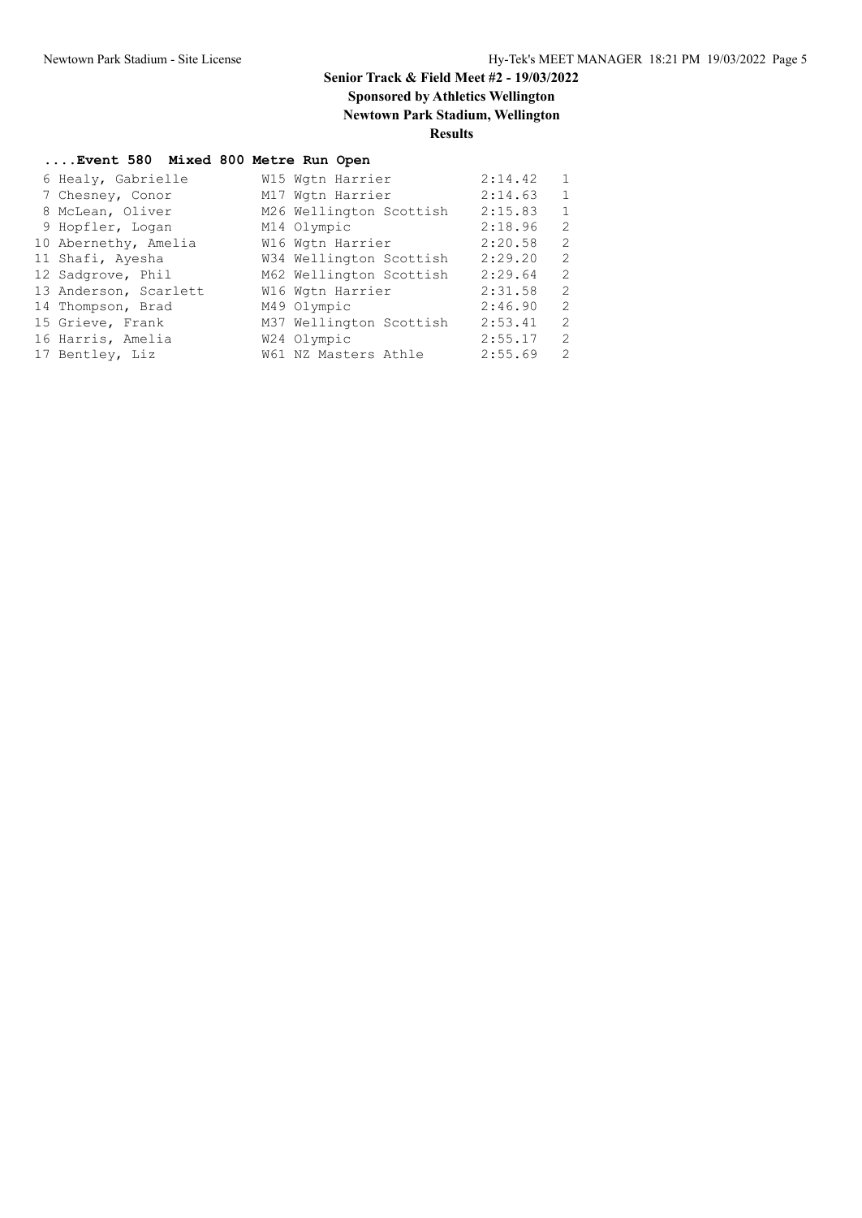## Senior Track & Field Meet #2 - 19/03/2022

**Sponsored by Athletics Wellington**

**Newtown Park Stadium, Wellington**

**Results**

### ....Event 580 Mixed 800 Metre Run Open

| | | | | | |
|---|---|---|---|---|---|
| 6 | Healy, Gabrielle | W15 | Wgtn Harrier | 2:14.42 | 1 |
| 7 | Chesney, Conor | M17 | Wgtn Harrier | 2:14.63 | 1 |
| 8 | McLean, Oliver | M26 | Wellington Scottish | 2:15.83 | 1 |
| 9 | Hopfler, Logan | M14 | Olympic | 2:18.96 | 2 |
| 10 | Abernethy, Amelia | W16 | Wgtn Harrier | 2:20.58 | 2 |
| 11 | Shafi, Ayesha | W34 | Wellington Scottish | 2:29.20 | 2 |
| 12 | Sadgrove, Phil | M62 | Wellington Scottish | 2:29.64 | 2 |
| 13 | Anderson, Scarlett | W16 | Wgtn Harrier | 2:31.58 | 2 |
| 14 | Thompson, Brad | M49 | Olympic | 2:46.90 | 2 |
| 15 | Grieve, Frank | M37 | Wellington Scottish | 2:53.41 | 2 |
| 16 | Harris, Amelia | W24 | Olympic | 2:55.17 | 2 |
| 17 | Bentley, Liz | W61 | NZ Masters Athle | 2:55.69 | 2 |